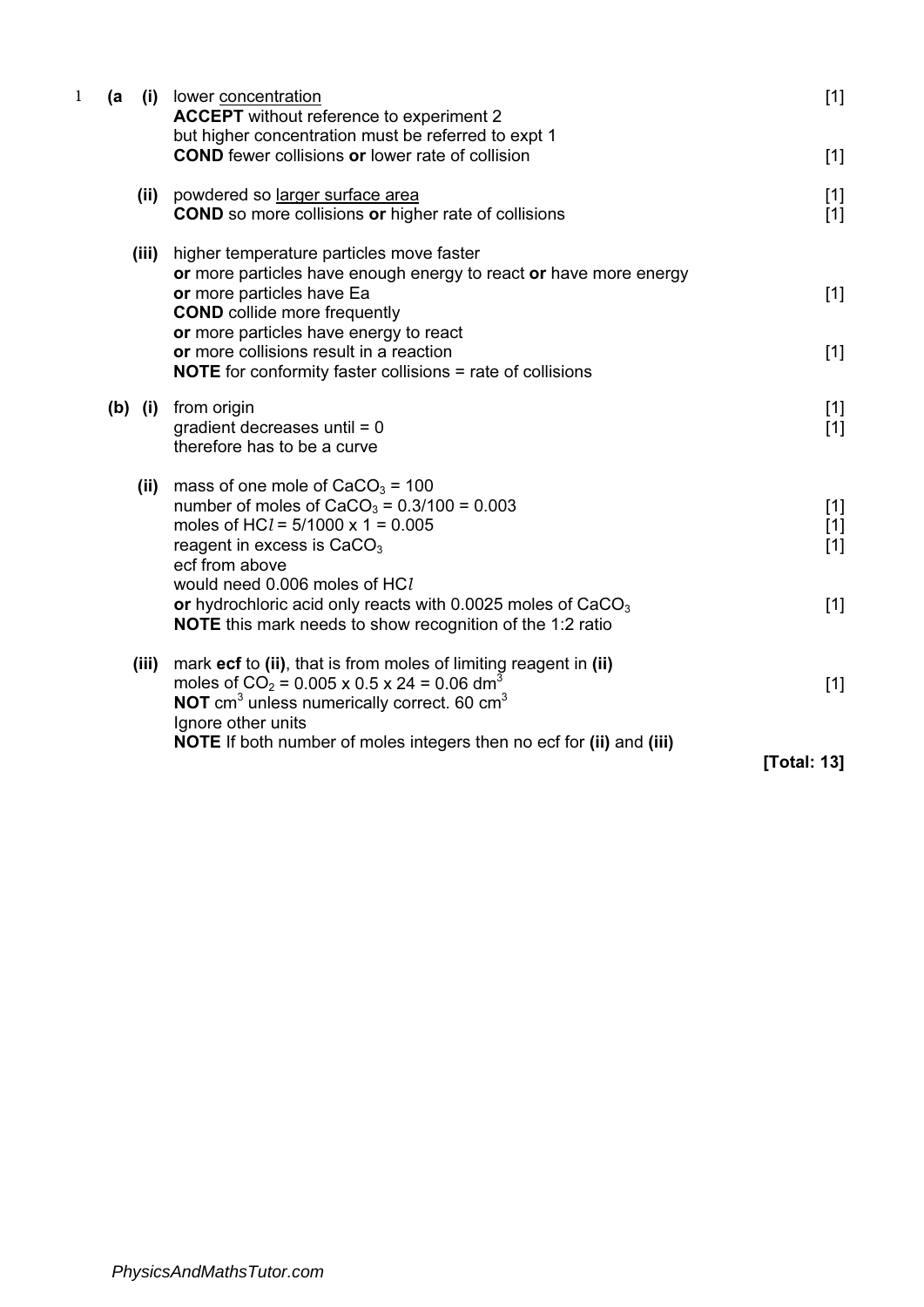| | | | | |
|---|---|---|---|---|
| 1 | (a | (i) | lower <u>concentration</u><br>**ACCEPT** without reference to experiment 2<br>but higher concentration must be referred to expt 1<br>**COND** fewer collisions **or** lower rate of collision | [1]<br><br><br>[1] |
| | | (ii) | powdered so <u>larger surface area</u><br>**COND** so more collisions **or** higher rate of collisions | [1]<br>[1] |
| | | (iii) | higher temperature particles move faster<br>**or** more particles have enough energy to react **or** have more energy<br>**or** more particles have Ea<br>**COND** collide more frequently<br>**or** more particles have energy to react<br>**or** more collisions result in a reaction<br>**NOTE** for conformity faster collisions = rate of collisions | <br><br>[1]<br><br><br>[1] |
| | (b) | (i) | from origin<br>gradient decreases until = 0<br>therefore has to be a curve | [1]<br>[1] |
| | | (ii) | mass of one mole of $CaCO_3$ = 100<br>number of moles of $CaCO_3$ = 0.3/100 = 0.003<br>moles of $HCl$ = 5/1000 x 1 = 0.005<br>reagent in excess is $CaCO_3$<br>ecf from above<br>would need 0.006 moles of $HCl$<br>**or** hydrochloric acid only reacts with 0.0025 moles of $CaCO_3$<br>**NOTE** this mark needs to show recognition of the 1:2 ratio | <br>[1]<br>[1]<br>[1]<br><br><br>[1] |
| | | (iii) | mark **ecf** to **(ii)**, that is from moles of limiting reagent in **(ii)**<br>moles of $CO_2$ = 0.005 x 0.5 x 24 = 0.06 $dm^3$<br>**NOT** $cm^3$ unless numerically correct. 60 $cm^3$<br>Ignore other units<br>**NOTE** If both number of moles integers then no ecf for **(ii)** and **(iii)** | <br>[1] |

**[Total: 13]**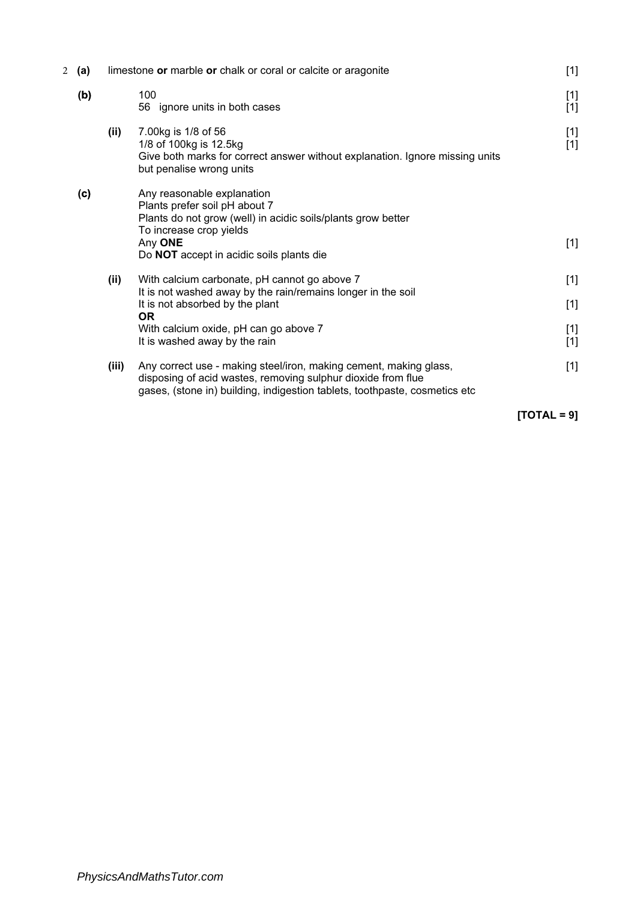| | | | |
|---|---|---|---|
| 2 (a) | | limestone **or** marble **or** chalk or coral or calcite or aragonite | [1] |
| (b) | | 100<br>56 ignore units in both cases | [1]<br>[1] |
| | (ii) | 7.00kg is 1/8 of 56<br>1/8 of 100kg is 12.5kg<br>Give both marks for correct answer without explanation. Ignore missing units but penalise wrong units | [1]<br>[1] |
| (c) | | Any reasonable explanation<br>Plants prefer soil pH about 7<br>Plants do not grow (well) in acidic soils/plants grow better<br>To increase crop yields<br>Any **ONE**<br>Do **NOT** accept in acidic soils plants die | [1] |
| | (ii) | With calcium carbonate, pH cannot go above 7<br>It is not washed away by the rain/remains longer in the soil<br>It is not absorbed by the plant<br>**OR**<br>With calcium oxide, pH can go above 7<br>It is washed away by the rain | [1]<br><br>[1]<br><br>[1]<br>[1] |
| | (iii) | Any correct use - making steel/iron, making cement, making glass, disposing of acid wastes, removing sulphur dioxide from flue gases, (stone in) building, indigestion tablets, toothpaste, cosmetics etc | [1] |

**[TOTAL = 9]**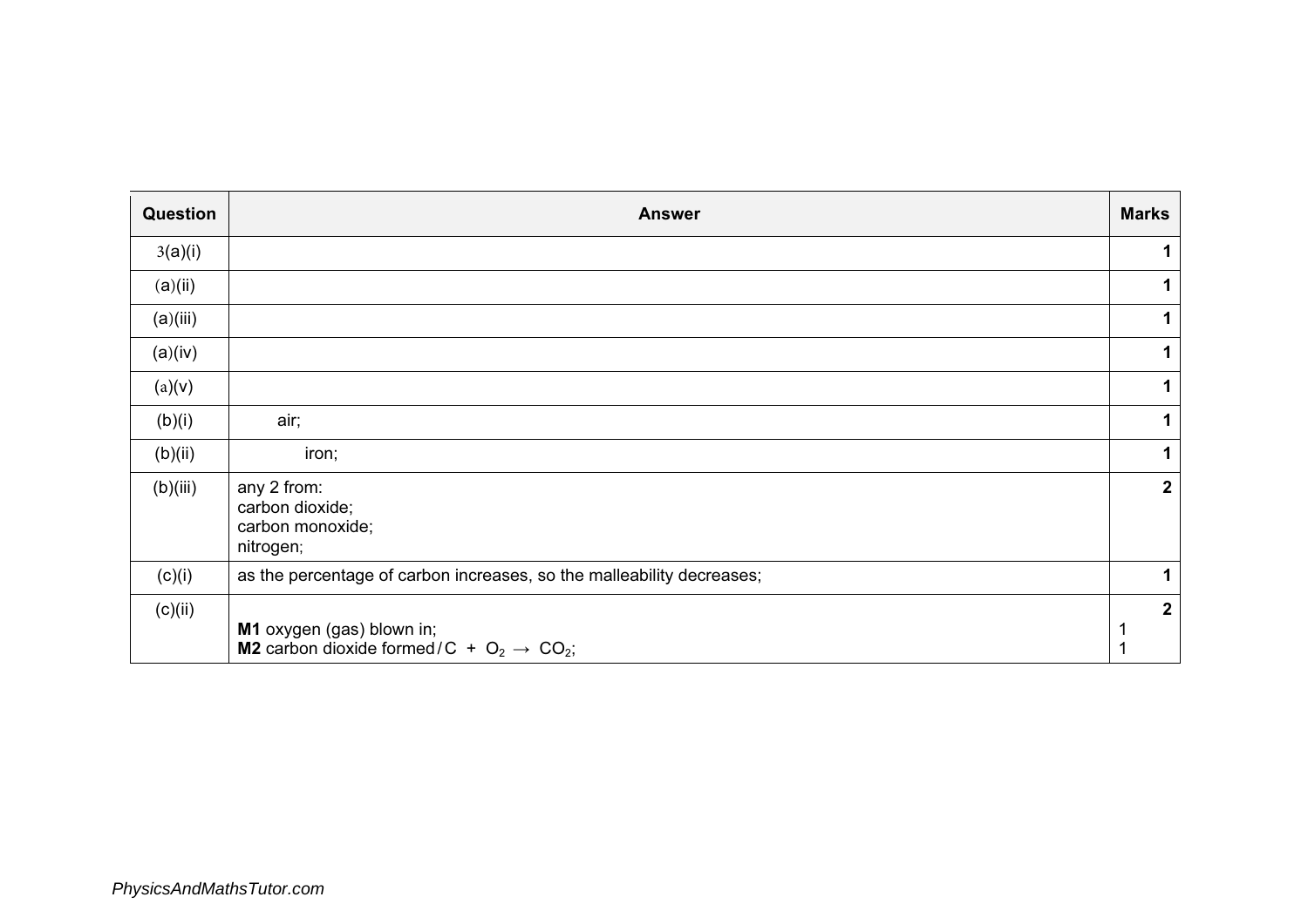| Question | Answer | Marks |
|---|---|---|
| 3(a)(i) | | 1 |
| (a)(ii) | | 1 |
| (a)(iii) | | 1 |
| (a)(iv) | | 1 |
| (a)(v) | | 1 |
| (b)(i) | air; | 1 |
| (b)(ii) | iron; | 1 |
| (b)(iii) | any 2 from:<br>carbon dioxide;<br>carbon monoxide;<br>nitrogen; | 2 |
| (c)(i) | as the percentage of carbon increases, so the malleability decreases; | 1 |
| (c)(ii) | **M1** oxygen (gas) blown in;<br>**M2** carbon dioxide formed / $C + O_2 \rightarrow CO_2$; | 2<br>1<br>1 |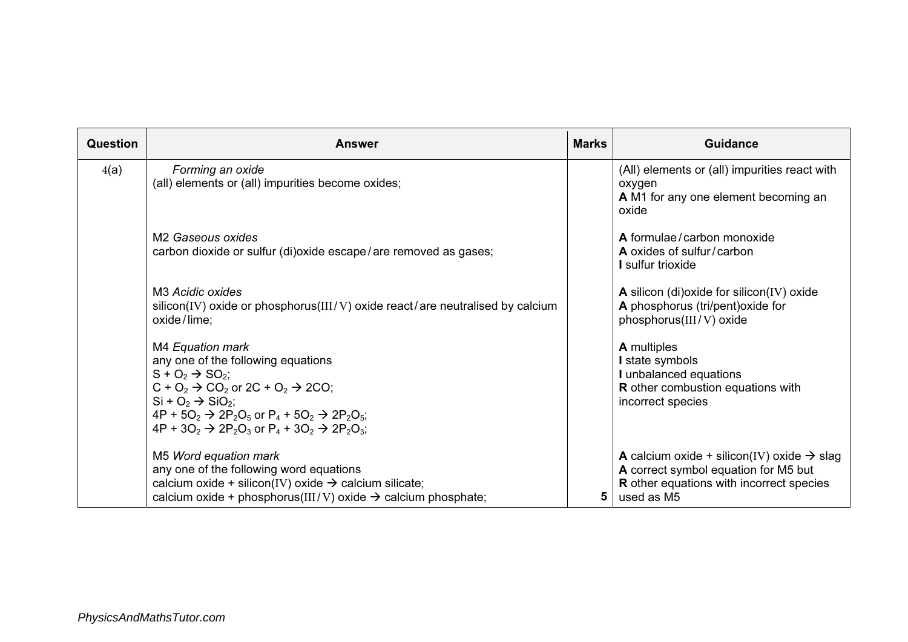| Question | Answer | Marks | Guidance |
|---|---|---|---|
| 4(a) | *Forming an oxide*<br>(all) elements or (all) impurities become oxides; | | (All) elements or (all) impurities react with oxygen<br>**A** M1 for any one element becoming an oxide |
| | M2 *Gaseous oxides*<br>carbon dioxide or sulfur (di)oxide escape / are removed as gases; | | **A** formulae / carbon monoxide<br>**A** oxides of sulfur / carbon<br>**I** sulfur trioxide |
| | M3 *Acidic oxides*<br>silicon(IV) oxide or phosphorus(III / V) oxide react / are neutralised by calcium oxide / lime; | | **A** silicon (di)oxide for silicon(IV) oxide<br>**A** phosphorus (tri/pent)oxide for phosphorus(III / V) oxide |
| | M4 *Equation mark*<br>any one of the following equations<br>$S + O_2 \rightarrow SO_2$;<br>$C + O_2 \rightarrow CO_2$ or $2C + O_2 \rightarrow 2CO$;<br>$Si + O_2 \rightarrow SiO_2$;<br>$4P + 5O_2 \rightarrow 2P_2O_5$ or $P_4 + 5O_2 \rightarrow 2P_2O_5$;<br>$4P + 3O_2 \rightarrow 2P_2O_3$ or $P_4 + 3O_2 \rightarrow 2P_2O_3$; | | **A** multiples<br>**I** state symbols<br>**I** unbalanced equations<br>**R** other combustion equations with incorrect species |
| | M5 *Word equation mark*<br>any one of the following word equations<br>calcium oxide + silicon(IV) oxide → calcium silicate;<br>calcium oxide + phosphorus(III / V) oxide → calcium phosphate; | 5 | **A** calcium oxide + silicon(IV) oxide → slag<br>**A** correct symbol equation for M5 but<br>**R** other equations with incorrect species used as M5 |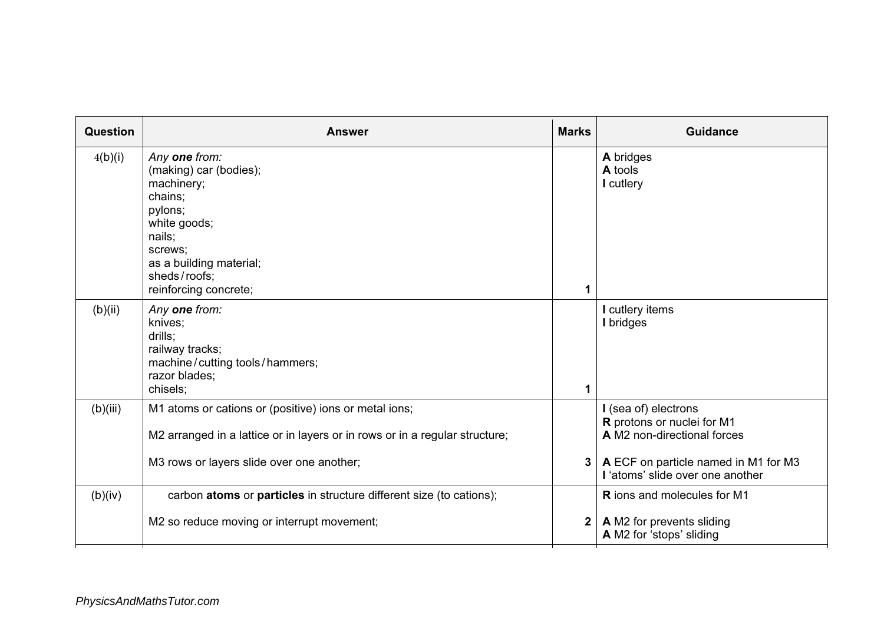| Question | Answer | Marks | Guidance |
| --- | --- | --- | --- |
| 4(b)(i) | *Any **one** from:*<br>(making) car (bodies);<br>machinery;<br>chains;<br>pylons;<br>white goods;<br>nails;<br>screws;<br>as a building material;<br>sheds / roofs;<br>reinforcing concrete; | 1 | **A** bridges<br>**A** tools<br>**I** cutlery |
| (b)(ii) | *Any **one** from:*<br>knives;<br>drills;<br>railway tracks;<br>machine / cutting tools / hammers;<br>razor blades;<br>chisels; | 1 | **I** cutlery items<br>**I** bridges |
| (b)(iii) | M1 atoms or cations or (positive) ions or metal ions;<br><br>M2 arranged in a lattice or in layers or in rows or in a regular structure;<br><br>M3 rows or layers slide over one another; | 3 | **I** (sea of) electrons<br>**R** protons or nuclei for M1<br>**A** M2 non-directional forces<br><br>**A** ECF on particle named in M1 for M3<br>**I** 'atoms' slide over one another |
| (b)(iv) | carbon **atoms** or **particles** in structure different size (to cations);<br><br>M2 so reduce moving or interrupt movement; | 2 | **R** ions and molecules for M1<br><br>**A** M2 for prevents sliding<br>**A** M2 for 'stops' sliding |